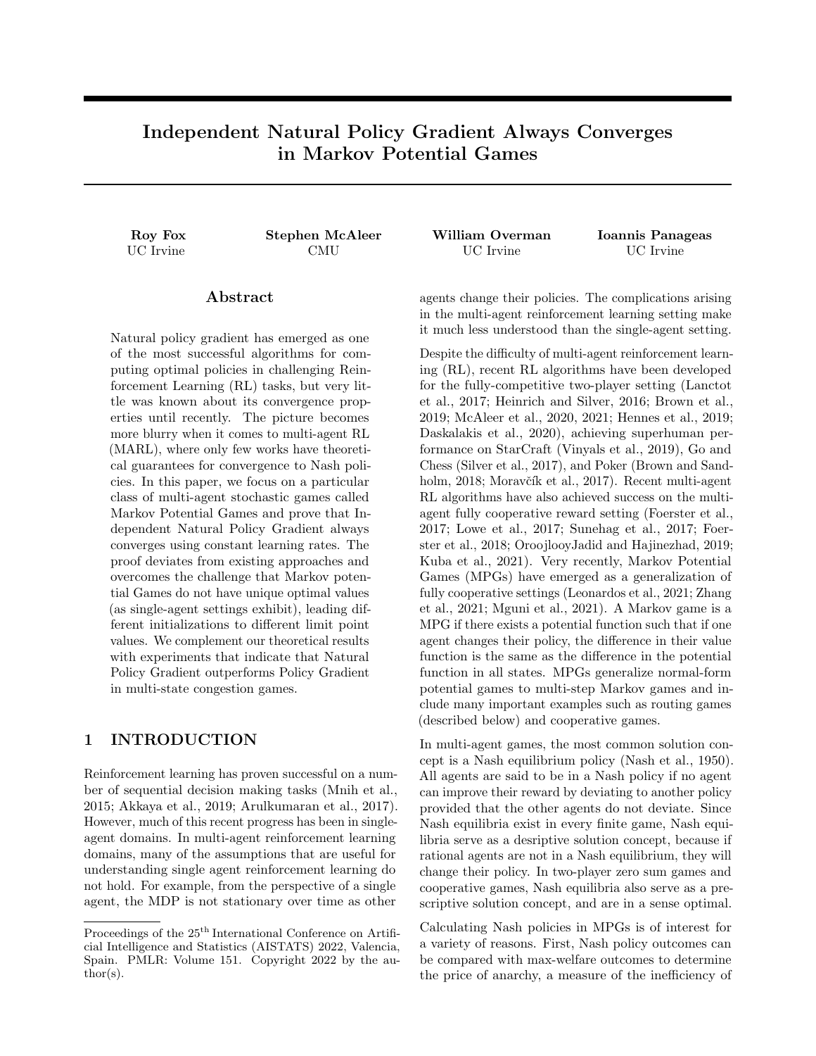# Independent Natural Policy Gradient Always Converges in Markov Potential Games

**Roy Fox**
UC Irvine

**Stephen McAleer**
CMU

**William Overman**
UC Irvine

**Ioannis Panageas**
UC Irvine

## Abstract

Natural policy gradient has emerged as one of the most successful algorithms for computing optimal policies in challenging Reinforcement Learning (RL) tasks, but very little was known about its convergence properties until recently. The picture becomes more blurry when it comes to multi-agent RL (MARL), where only few works have theoretical guarantees for convergence to Nash policies. In this paper, we focus on a particular class of multi-agent stochastic games called Markov Potential Games and prove that Independent Natural Policy Gradient always converges using constant learning rates. The proof deviates from existing approaches and overcomes the challenge that Markov potential Games do not have unique optimal values (as single-agent settings exhibit), leading different initializations to different limit point values. We complement our theoretical results with experiments that indicate that Natural Policy Gradient outperforms Policy Gradient in multi-state congestion games.

## 1 INTRODUCTION

Reinforcement learning has proven successful on a number of sequential decision making tasks (Mnih et al., 2015; Akkaya et al., 2019; Arulkumaran et al., 2017). However, much of this recent progress has been in single-agent domains. In multi-agent reinforcement learning domains, many of the assumptions that are useful for understanding single agent reinforcement learning do not hold. For example, from the perspective of a single agent, the MDP is not stationary over time as other agents change their policies. The complications arising in the multi-agent reinforcement learning setting make it much less understood than the single-agent setting.

Despite the difficulty of multi-agent reinforcement learning (RL), recent RL algorithms have been developed for the fully-competitive two-player setting (Lanctot et al., 2017; Heinrich and Silver, 2016; Brown et al., 2019; McAleer et al., 2020, 2021; Hennes et al., 2019; Daskalakis et al., 2020), achieving superhuman performance on StarCraft (Vinyals et al., 2019), Go and Chess (Silver et al., 2017), and Poker (Brown and Sandholm, 2018; Moravčík et al., 2017). Recent multi-agent RL algorithms have also achieved success on the multi-agent fully cooperative reward setting (Foerster et al., 2017; Lowe et al., 2017; Sunehag et al., 2017; Foerster et al., 2018; OroojlooyJadid and Hajinezhad, 2019; Kuba et al., 2021). Very recently, Markov Potential Games (MPGs) have emerged as a generalization of fully cooperative settings (Leonardos et al., 2021; Zhang et al., 2021; Mguni et al., 2021). A Markov game is a MPG if there exists a potential function such that if one agent changes their policy, the difference in their value function is the same as the difference in the potential function in all states. MPGs generalize normal-form potential games to multi-step Markov games and include many important examples such as routing games (described below) and cooperative games.

In multi-agent games, the most common solution concept is a Nash equilibrium policy (Nash et al., 1950). All agents are said to be in a Nash policy if no agent can improve their reward by deviating to another policy provided that the other agents do not deviate. Since Nash equilibria exist in every finite game, Nash equilibria serve as a desriptive solution concept, because if rational agents are not in a Nash equilibrium, they will change their policy. In two-player zero sum games and cooperative games, Nash equilibria also serve as a prescriptive solution concept, and are in a sense optimal.

Calculating Nash policies in MPGs is of interest for a variety of reasons. First, Nash policy outcomes can be compared with max-welfare outcomes to determine the price of anarchy, a measure of the inefficiency of

---

Proceedings of the 25[th] International Conference on Artificial Intelligence and Statistics (AISTATS) 2022, Valencia, Spain. PMLR: Volume 151. Copyright 2022 by the author(s).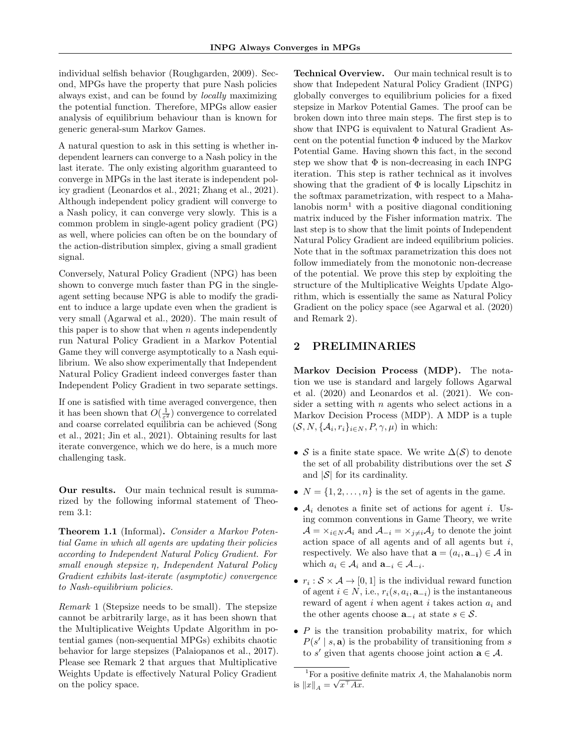individual selfish behavior (Roughgarden, 2009). Second, MPGs have the property that pure Nash policies always exist, and can be found by *locally* maximizing the potential function. Therefore, MPGs allow easier analysis of equilibrium behaviour than is known for generic general-sum Markov Games.

A natural question to ask in this setting is whether independent learners can converge to a Nash policy in the last iterate. The only existing algorithm guaranteed to converge in MPGs in the last iterate is independent policy gradient (Leonardos et al., 2021; Zhang et al., 2021). Although independent policy gradient will converge to a Nash policy, it can converge very slowly. This is a common problem in single-agent policy gradient (PG) as well, where policies can often be on the boundary of the action-distribution simplex, giving a small gradient signal.

Conversely, Natural Policy Gradient (NPG) has been shown to converge much faster than PG in the single-agent setting because NPG is able to modify the gradient to induce a large update even when the gradient is very small (Agarwal et al., 2020). The main result of this paper is to show that when $n$ agents independently run Natural Policy Gradient in a Markov Potential Game they will converge asymptotically to a Nash equilibrium. We also show experimentally that Independent Natural Policy Gradient indeed converges faster than Independent Policy Gradient in two separate settings.

If one is satisfied with time averaged convergence, then it has been shown that $O(\frac{1}{\varepsilon^2})$ convergence to correlated and coarse correlated equilibria can be achieved (Song et al., 2021; Jin et al., 2021). Obtaining results for last iterate convergence, which we do here, is a much more challenging task.

**Our results.** Our main technical result is summarized by the following informal statement of Theorem 3.1:

**Theorem 1.1** (Informal)**.** *Consider a Markov Potential Game in which all agents are updating their policies according to Independent Natural Policy Gradient. For small enough stepsize $\eta$, Independent Natural Policy Gradient exhibits last-iterate (asymptotic) convergence to Nash-equilibrium policies.*

*Remark* 1 (Stepsize needs to be small). The stepsize cannot be arbitrarily large, as it has been shown that the Multiplicative Weights Update Algorithm in potential games (non-sequential MPGs) exhibits chaotic behavior for large stepsizes (Palaiopanos et al., 2017). Please see Remark 2 that argues that Multiplicative Weights Update is effectively Natural Policy Gradient on the policy space.

**Technical Overview.** Our main technical result is to show that Indepedent Natural Policy Gradient (INPG) globally converges to equilibrium policies for a fixed stepsize in Markov Potential Games. The proof can be broken down into three main steps. The first step is to show that INPG is equivalent to Natural Gradient Ascent on the potential function $\Phi$ induced by the Markov Potential Game. Having shown this fact, in the second step we show that $\Phi$ is non-decreasing in each INPG iteration. This step is rather technical as it involves showing that the gradient of $\Phi$ is locally Lipschitz in the softmax parametrization, with respect to a Mahalanobis norm[1] with a positive diagonal conditioning matrix induced by the Fisher information matrix. The last step is to show that the limit points of Independent Natural Policy Gradient are indeed equilibrium policies. Note that in the softmax parametrization this does not follow immediately from the monotonic non-decrease of the potential. We prove this step by exploiting the structure of the Multiplicative Weights Update Algorithm, which is essentially the same as Natural Policy Gradient on the policy space (see Agarwal et al. (2020) and Remark 2).

## 2 PRELIMINARIES

**Markov Decision Process (MDP).** The notation we use is standard and largely follows Agarwal et al. (2020) and Leonardos et al. (2021). We consider a setting with $n$ agents who select actions in a Markov Decision Process (MDP). A MDP is a tuple $(\mathcal{S}, N, \{\mathcal{A}_i, r_i\}_{i\in N}, P, \gamma, \mu)$ in which:

- $\mathcal{S}$ is a finite state space. We write $\Delta(\mathcal{S})$ to denote the set of all probability distributions over the set $\mathcal{S}$ and $|\mathcal{S}|$ for its cardinality.
- $N = \{1, 2, \ldots, n\}$ is the set of agents in the game.
- $\mathcal{A}_i$ denotes a finite set of actions for agent $i$. Using common conventions in Game Theory, we write $\mathcal{A} = \times_{i\in N}\mathcal{A}_i$ and $\mathcal{A}_{-i} = \times_{j\neq i}\mathcal{A}_j$ to denote the joint action space of all agents and of all agents but $i$, respectively. We also have that $\mathbf{a} = (a_i, \mathbf{a_{-i}}) \in \mathcal{A}$ in which $a_i \in \mathcal{A}_i$ and $\mathbf{a}_{-i} \in \mathcal{A}_{-i}$.
- $r_i : \mathcal{S} \times \mathcal{A} \to [0, 1]$ is the individual reward function of agent $i \in N$, i.e., $r_i(s, a_i, \mathbf{a}_{-i})$ is the instantaneous reward of agent $i$ when agent $i$ takes action $a_i$ and the other agents choose $\mathbf{a}_{-i}$ at state $s \in \mathcal{S}$.
- $P$ is the transition probability matrix, for which $P(s' \mid s, \mathbf{a})$ is the probability of transitioning from $s$ to $s'$ given that agents choose joint action $\mathbf{a} \in \mathcal{A}$.

[1]For a positive definite matrix $A$, the Mahalanobis norm is $\|x\|_A = \sqrt{x^\top Ax}$.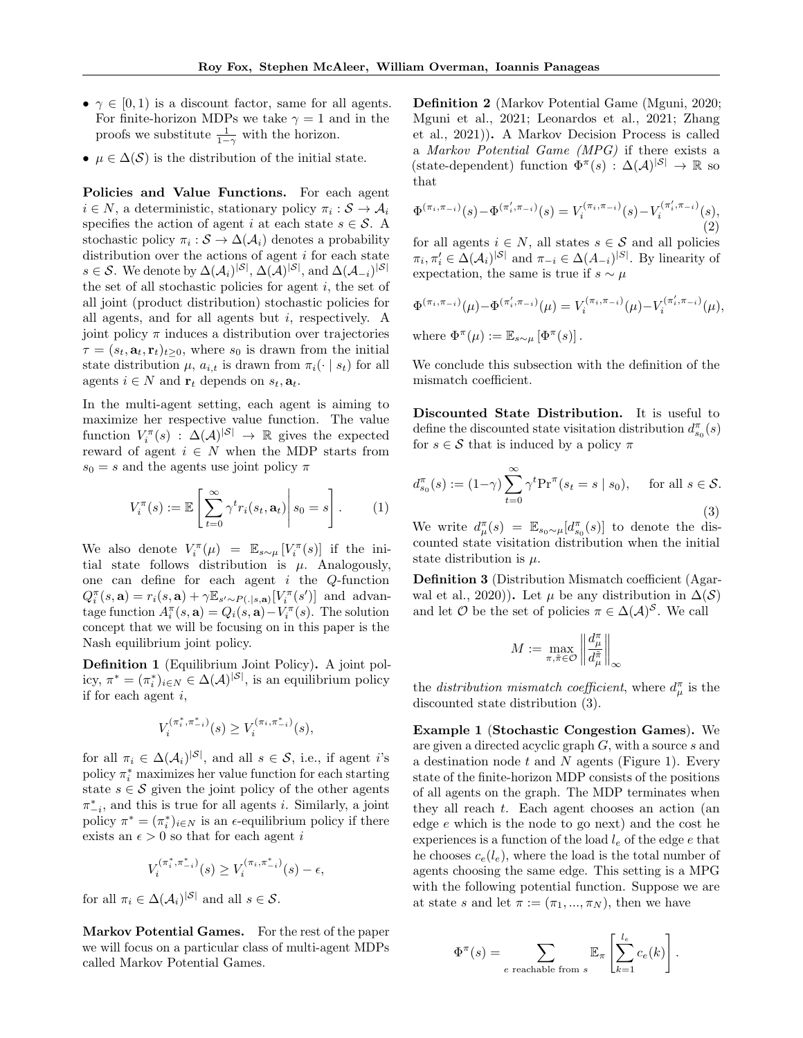- $\gamma \in [0, 1)$ is a discount factor, same for all agents. For finite-horizon MDPs we take $\gamma = 1$ and in the proofs we substitute $\frac{1}{1-\gamma}$ with the horizon.
- $\mu \in \Delta(\mathcal{S})$ is the distribution of the initial state.

**Policies and Value Functions.** For each agent $i \in N$, a deterministic, stationary policy $\pi_i : \mathcal{S} \to \mathcal{A}_i$ specifies the action of agent $i$ at each state $s \in \mathcal{S}$. A stochastic policy $\pi_i : \mathcal{S} \to \Delta(\mathcal{A}_i)$ denotes a probability distribution over the actions of agent $i$ for each state $s \in \mathcal{S}$. We denote by $\Delta(\mathcal{A}_i)^{|\mathcal{S}|}$, $\Delta(\mathcal{A})^{|\mathcal{S}|}$, and $\Delta(\mathcal{A}_{-i})^{|\mathcal{S}|}$ the set of all stochastic policies for agent $i$, the set of all joint (product distribution) stochastic policies for all agents, and for all agents but $i$, respectively. A joint policy $\pi$ induces a distribution over trajectories $\tau = (s_t, \mathbf{a}_t, \mathbf{r}_t)_{t\geq 0}$, where $s_0$ is drawn from the initial state distribution $\mu$, $a_{i,t}$ is drawn from $\pi_i(\cdot \mid s_t)$ for all agents $i \in N$ and $\mathbf{r}_t$ depends on $s_t, \mathbf{a}_t$.

In the multi-agent setting, each agent is aiming to maximize her respective value function. The value function $V_i^\pi(s) : \Delta(\mathcal{A})^{|\mathcal{S}|} \to \mathbb{R}$ gives the expected reward of agent $i \in N$ when the MDP starts from $s_0 = s$ and the agents use joint policy $\pi$

$$V_i^\pi(s) := \mathbb{E}\left[\sum_{t=0}^{\infty} \gamma^t r_i(s_t, \mathbf{a}_t) \middle| s_0 = s\right]. \quad (1)$$

We also denote $V_i^\pi(\mu) = \mathbb{E}_{s\sim\mu}[V_i^\pi(s)]$ if the initial state follows distribution is $\mu$. Analogously, one can define for each agent $i$ the $Q$-function $Q_i^\pi(s, \mathbf{a}) = r_i(s, \mathbf{a}) + \gamma \mathbb{E}_{s'\sim P(.|s,\mathbf{a})}[V_i^\pi(s')]$ and advantage function $A_i^\pi(s, \mathbf{a}) = Q_i(s, \mathbf{a}) - V_i^\pi(s)$. The solution concept that we will be focusing on in this paper is the Nash equilibrium joint policy.

**Definition 1** (Equilibrium Joint Policy)**.** A joint policy, $\pi^* = (\pi_i^*)_{i\in N} \in \Delta(\mathcal{A})^{|\mathcal{S}|}$, is an equilibrium policy if for each agent $i$,

$$V_i^{(\pi_i^*, \pi_{-i}^*)}(s) \geq V_i^{(\pi_i, \pi_{-i}^*)}(s),$$

for all $\pi_i \in \Delta(\mathcal{A}_i)^{|\mathcal{S}|}$, and all $s \in \mathcal{S}$, i.e., if agent $i$'s policy $\pi_i^*$ maximizes her value function for each starting state $s \in \mathcal{S}$ given the joint policy of the other agents $\pi_{-i}^*$, and this is true for all agents $i$. Similarly, a joint policy $\pi^* = (\pi_i^*)_{i\in N}$ is an $\epsilon$-equilibrium policy if there exists an $\epsilon > 0$ so that for each agent $i$

$$V_i^{(\pi_i^*, \pi_{-i}^*)}(s) \geq V_i^{(\pi_i, \pi_{-i}^*)}(s) - \epsilon,$$

for all $\pi_i \in \Delta(\mathcal{A}_i)^{|\mathcal{S}|}$ and all $s \in \mathcal{S}$.

**Markov Potential Games.** For the rest of the paper we will focus on a particular class of multi-agent MDPs called Markov Potential Games.

**Definition 2** (Markov Potential Game (Mguni, 2020; Mguni et al., 2021; Leonardos et al., 2021; Zhang et al., 2021))**.** A Markov Decision Process is called a *Markov Potential Game (MPG)* if there exists a (state-dependent) function $\Phi^\pi(s) : \Delta(\mathcal{A})^{|\mathcal{S}|} \to \mathbb{R}$ so that

$$\Phi^{(\pi_i, \pi_{-i})}(s) - \Phi^{(\pi_i', \pi_{-i})}(s) = V_i^{(\pi_i, \pi_{-i})}(s) - V_i^{(\pi_i', \pi_{-i})}(s), \quad (2)$$

for all agents $i \in N$, all states $s \in \mathcal{S}$ and all policies $\pi_i, \pi_i' \in \Delta(\mathcal{A}_i)^{|\mathcal{S}|}$ and $\pi_{-i} \in \Delta(A_{-i})^{|\mathcal{S}|}$. By linearity of expectation, the same is true if $s \sim \mu$

$$\Phi^{(\pi_i, \pi_{-i})}(\mu) - \Phi^{(\pi_i', \pi_{-i})}(\mu) = V_i^{(\pi_i, \pi_{-i})}(\mu) - V_i^{(\pi_i', \pi_{-i})}(\mu),$$

where $\Phi^\pi(\mu) := \mathbb{E}_{s\sim\mu}[\Phi^\pi(s)]$.

We conclude this subsection with the definition of the mismatch coefficient.

**Discounted State Distribution.** It is useful to define the discounted state visitation distribution $d_{s_0}^\pi(s)$ for $s \in \mathcal{S}$ that is induced by a policy $\pi$

$$d_{s_0}^\pi(s) := (1-\gamma)\sum_{t=0}^{\infty} \gamma^t \Pr^\pi(s_t = s \mid s_0), \quad \text{for all } s \in \mathcal{S}. \quad (3)$$

We write $d_\mu^\pi(s) = \mathbb{E}_{s_0\sim\mu}[d_{s_0}^\pi(s)]$ to denote the discounted state visitation distribution when the initial state distribution is $\mu$.

**Definition 3** (Distribution Mismatch coefficient (Agarwal et al., 2020))**.** Let $\mu$ be any distribution in $\Delta(\mathcal{S})$ and let $\mathcal{O}$ be the set of policies $\pi \in \Delta(\mathcal{A})^{\mathcal{S}}$. We call

$$M := \max_{\pi, \tilde{\pi} \in \mathcal{O}} \left\| \frac{d_\mu^\pi}{d_\mu^{\tilde{\pi}}} \right\|_\infty$$

the *distribution mismatch coefficient*, where $d_\mu^\pi$ is the discounted state distribution (3).

**Example 1** (**Stochastic Congestion Games**)**.** We are given a directed acyclic graph $G$, with a source $s$ and a destination node $t$ and $N$ agents (Figure 1). Every state of the finite-horizon MDP consists of the positions of all agents on the graph. The MDP terminates when they all reach $t$. Each agent chooses an action (an edge $e$ which is the node to go next) and the cost he experiences is a function of the load $l_e$ of the edge $e$ that he chooses $c_e(l_e)$, where the load is the total number of agents choosing the same edge. This setting is a MPG with the following potential function. Suppose we are at state $s$ and let $\pi := (\pi_1, ..., \pi_N)$, then we have

$$\Phi^\pi(s) = \sum_{e \text{ reachable from } s} \mathbb{E}_\pi\left[\sum_{k=1}^{l_e} c_e(k)\right].$$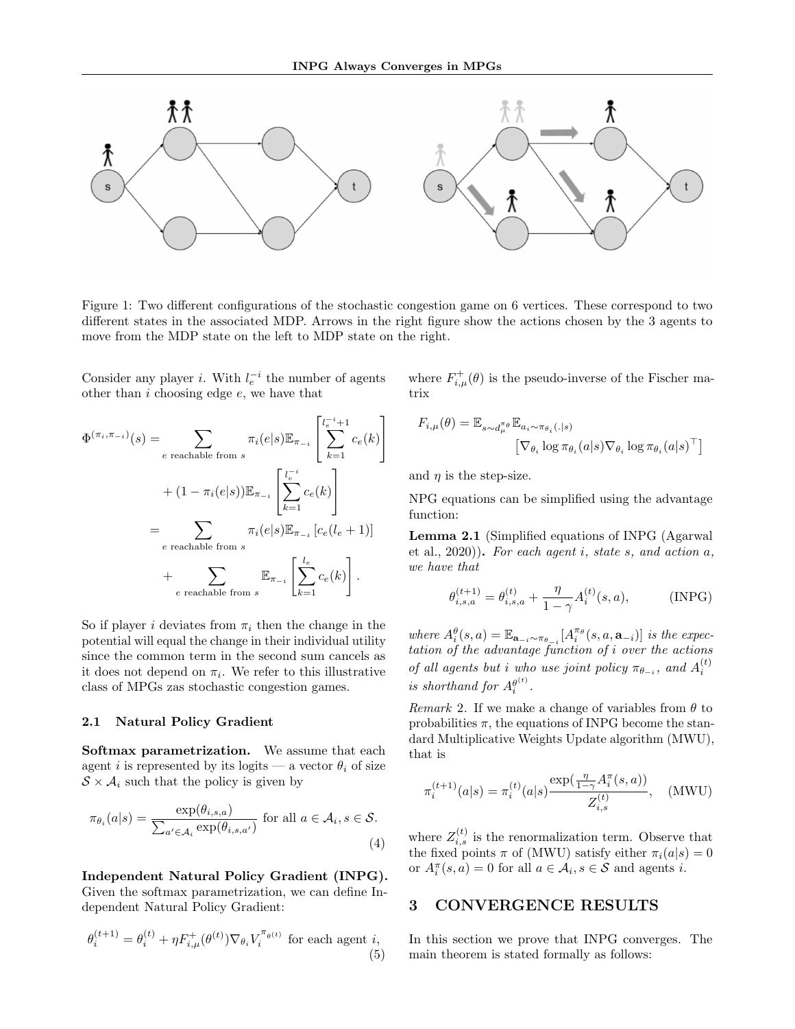Figure 1: Two different configurations of the stochastic congestion game on 6 vertices. These correspond to two different states in the associated MDP. Arrows in the right figure show the actions chosen by the 3 agents to move from the MDP state on the left to MDP state on the right.

Consider any player $i$. With $l_e^{-i}$ the number of agents other than $i$ choosing edge $e$, we have that

$$
\begin{aligned}
\Phi^{(\pi_i,\pi_{-i})}(s) &= \sum_{e \text{ reachable from } s} \pi_i(e|s)\mathbb{E}_{\pi_{-i}}\left[\sum_{k=1}^{l_e^{-i}+1} c_e(k)\right] \\
&\quad + (1-\pi_i(e|s))\mathbb{E}_{\pi_{-i}}\left[\sum_{k=1}^{l_e^{-i}} c_e(k)\right] \\
&= \sum_{e \text{ reachable from } s} \pi_i(e|s)\mathbb{E}_{\pi_{-i}}\left[c_e(l_e+1)\right] \\
&\quad + \sum_{e \text{ reachable from } s} \mathbb{E}_{\pi_{-i}}\left[\sum_{k=1}^{l_e} c_e(k)\right].
\end{aligned}
$$

So if player $i$ deviates from $\pi_i$ then the change in the potential will equal the change in their individual utility since the common term in the second sum cancels as it does not depend on $\pi_i$. We refer to this illustrative class of MPGs zas stochastic congestion games.

### 2.1 Natural Policy Gradient

**Softmax parametrization.** We assume that each agent $i$ is represented by its logits — a vector $\theta_i$ of size $\mathcal{S} \times \mathcal{A}_i$ such that the policy is given by

$$
\pi_{\theta_i}(a|s) = \frac{\exp(\theta_{i,s,a})}{\sum_{a' \in \mathcal{A}_i} \exp(\theta_{i,s,a'})} \text{ for all } a \in \mathcal{A}_i, s \in \mathcal{S}. \tag{4}
$$

**Independent Natural Policy Gradient (INPG).** Given the softmax parametrization, we can define Independent Natural Policy Gradient:

$$
\theta_i^{(t+1)} = \theta_i^{(t)} + \eta F_{i,\mu}^{+}(\theta^{(t)})\nabla_{\theta_i} V_i^{\pi_{\theta^{(t)}}} \text{ for each agent } i, \tag{5}
$$

where $F_{i,\mu}^{+}(\theta)$ is the pseudo-inverse of the Fischer matrix

$$
F_{i,\mu}(\theta) = \mathbb{E}_{s \sim d_\mu^{\pi_\theta}} \mathbb{E}_{a_i \sim \pi_{\theta_i}(.|s)} \left[\nabla_{\theta_i} \log \pi_{\theta_i}(a|s) \nabla_{\theta_i} \log \pi_{\theta_i}(a|s)^\top\right]
$$

and $\eta$ is the step-size.

NPG equations can be simplified using the advantage function:

**Lemma 2.1** (Simplified equations of INPG (Agarwal et al., 2020))**.** *For each agent $i$, state $s$, and action $a$, we have that*

$$
\theta_{i,s,a}^{(t+1)} = \theta_{i,s,a}^{(t)} + \frac{\eta}{1-\gamma} A_i^{(t)}(s,a), \tag{INPG}
$$

*where $A_i^{\theta}(s,a) = \mathbb{E}_{\mathbf{a}_{-i} \sim \pi_{\theta_{-i}}}[A_i^{\pi_\theta}(s,a,\mathbf{a}_{-i})]$ is the expectation of the advantage function of $i$ over the actions of all agents but $i$ who use joint policy $\pi_{\theta_{-i}}$, and $A_i^{(t)}$ is shorthand for $A_i^{\theta^{(t)}}$.*

*Remark* 2. If we make a change of variables from $\theta$ to probabilities $\pi$, the equations of INPG become the standard Multiplicative Weights Update algorithm (MWU), that is

$$
\pi_i^{(t+1)}(a|s) = \pi_i^{(t)}(a|s) \frac{\exp(\frac{\eta}{1-\gamma} A_i^{\pi}(s,a))}{Z_{i,s}^{(t)}}, \tag{MWU}
$$

where $Z_{i,s}^{(t)}$ is the renormalization term. Observe that the fixed points $\pi$ of (MWU) satisfy either $\pi_i(a|s) = 0$ or $A_i^{\pi}(s,a) = 0$ for all $a \in \mathcal{A}_i, s \in \mathcal{S}$ and agents $i$.

## 3 CONVERGENCE RESULTS

In this section we prove that INPG converges. The main theorem is stated formally as follows: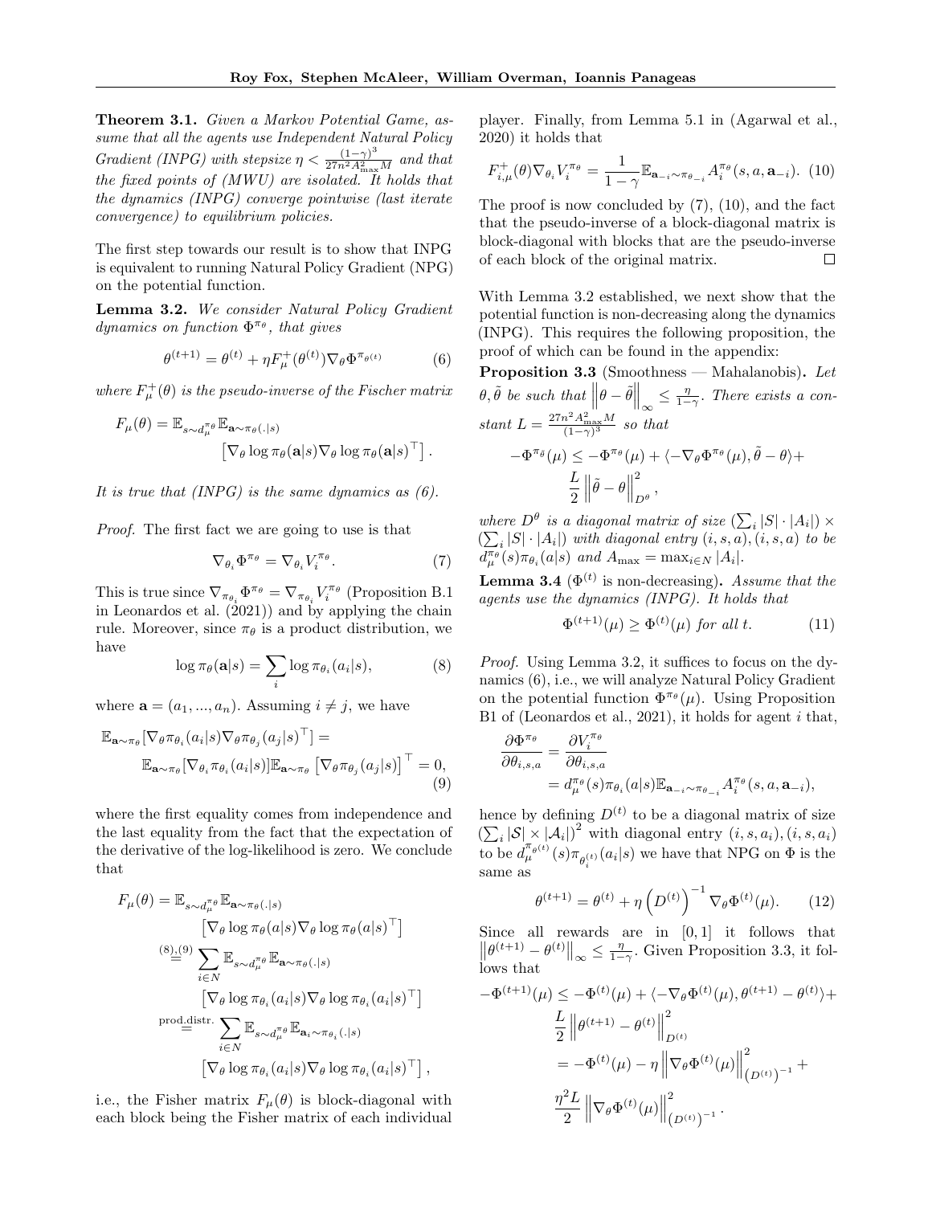**Theorem 3.1.** *Given a Markov Potential Game, assume that all the agents use Independent Natural Policy Gradient (INPG) with stepsize $\eta < \frac{(1-\gamma)^3}{27n^2 A_{\max}^2 M}$ and that the fixed points of (MWU) are isolated. It holds that the dynamics (INPG) converge pointwise (last iterate convergence) to equilibrium policies.*

The first step towards our result is to show that INPG is equivalent to running Natural Policy Gradient (NPG) on the potential function.

**Lemma 3.2.** *We consider Natural Policy Gradient dynamics on function $\Phi^{\pi_\theta}$, that gives*

$$\theta^{(t+1)} = \theta^{(t)} + \eta F_\mu^+(\theta^{(t)}) \nabla_\theta \Phi^{\pi_{\theta^{(t)}}} \tag{6}$$

*where $F_\mu^+(\theta)$ is the pseudo-inverse of the Fischer matrix*

$$F_\mu(\theta) = \mathbb{E}_{s\sim d_\mu^{\pi_\theta}} \mathbb{E}_{\mathbf{a}\sim\pi_\theta(.|s)} \left[\nabla_\theta \log \pi_\theta(\mathbf{a}|s) \nabla_\theta \log \pi_\theta(\mathbf{a}|s)^\top\right].$$

*It is true that (INPG) is the same dynamics as (6).*

*Proof.* The first fact we are going to use is that

$$\nabla_{\theta_i} \Phi^{\pi_\theta} = \nabla_{\theta_i} V_i^{\pi_\theta}. \tag{7}$$

This is true since $\nabla_{\pi_{\theta_i}} \Phi^{\pi_\theta} = \nabla_{\pi_{\theta_i}} V_i^{\pi_\theta}$ (Proposition B.1 in Leonardos et al. (2021)) and by applying the chain rule. Moreover, since $\pi_\theta$ is a product distribution, we have

$$\log \pi_\theta(\mathbf{a}|s) = \sum_i \log \pi_{\theta_i}(a_i|s), \tag{8}$$

where $\mathbf{a} = (a_1, ..., a_n)$. Assuming $i \neq j$, we have

$$\mathbb{E}_{\mathbf{a}\sim\pi_\theta}[\nabla_\theta \pi_{\theta_i}(a_i|s) \nabla_\theta \pi_{\theta_j}(a_j|s)^\top] = \mathbb{E}_{\mathbf{a}\sim\pi_\theta}[\nabla_{\theta_i} \pi_{\theta_i}(a_i|s)] \mathbb{E}_{\mathbf{a}\sim\pi_\theta}\left[\nabla_\theta \pi_{\theta_j}(a_j|s)\right]^\top = 0, \tag{9}$$

where the first equality comes from independence and the last equality from the fact that the expectation of the derivative of the log-likelihood is zero. We conclude that

$$\begin{aligned}
F_\mu(\theta) &= \mathbb{E}_{s\sim d_\mu^{\pi_\theta}} \mathbb{E}_{\mathbf{a}\sim\pi_\theta(.|s)} \left[\nabla_\theta \log \pi_\theta(a|s) \nabla_\theta \log \pi_\theta(a|s)^\top\right] \\
&\overset{(8),(9)}{=} \sum_{i\in N} \mathbb{E}_{s\sim d_\mu^{\pi_\theta}} \mathbb{E}_{\mathbf{a}\sim\pi_\theta(.|s)} \left[\nabla_\theta \log \pi_{\theta_i}(a_i|s) \nabla_\theta \log \pi_{\theta_i}(a_i|s)^\top\right] \\
&\overset{\text{prod.distr.}}{=} \sum_{i\in N} \mathbb{E}_{s\sim d_\mu^{\pi_\theta}} \mathbb{E}_{\mathbf{a}_i\sim\pi_{\theta_i}(.|s)} \left[\nabla_\theta \log \pi_{\theta_i}(a_i|s) \nabla_\theta \log \pi_{\theta_i}(a_i|s)^\top\right],
\end{aligned}$$

i.e., the Fisher matrix $F_\mu(\theta)$ is block-diagonal with each block being the Fisher matrix of each individual player. Finally, from Lemma 5.1 in (Agarwal et al., 2020) it holds that

$$F_{i,\mu}^+(\theta) \nabla_{\theta_i} V_i^{\pi_\theta} = \frac{1}{1-\gamma} \mathbb{E}_{\mathbf{a}_{-i}\sim\pi_{\theta_{-i}}} A_i^{\pi_\theta}(s, a, \mathbf{a}_{-i}). \tag{10}$$

The proof is now concluded by (7), (10), and the fact that the pseudo-inverse of a block-diagonal matrix is block-diagonal with blocks that are the pseudo-inverse of each block of the original matrix. ◻

With Lemma 3.2 established, we next show that the potential function is non-decreasing along the dynamics (INPG). This requires the following proposition, the proof of which can be found in the appendix:

**Proposition 3.3** (Smoothness — Mahalanobis)**.** *Let $\theta, \tilde{\theta}$ be such that $\left\|\theta - \tilde{\theta}\right\|_\infty \leq \frac{\eta}{1-\gamma}$. There exists a constant $L = \frac{27n^2 A_{\max}^2 M}{(1-\gamma)^3}$ so that*

$$-\Phi^{\pi_{\tilde{\theta}}}(\mu) \leq -\Phi^{\pi_\theta}(\mu) + \langle -\nabla_\theta \Phi^{\pi_\theta}(\mu), \tilde{\theta} - \theta\rangle + \frac{L}{2}\left\|\tilde{\theta} - \theta\right\|_{D^\theta}^2,$$

*where $D^\theta$ is a diagonal matrix of size $(\sum_i |S| \cdot |A_i|) \times (\sum_i |S| \cdot |A_i|)$ with diagonal entry $(i, s, a), (i, s, a)$ to be $d_\mu^{\pi_\theta}(s)\pi_{\theta_i}(a|s)$ and $A_{\max} = \max_{i\in N} |A_i|$.*

**Lemma 3.4** ($\Phi^{(t)}$ is non-decreasing)**.** *Assume that the agents use the dynamics (INPG). It holds that*

$$\Phi^{(t+1)}(\mu) \geq \Phi^{(t)}(\mu) \text{ for all } t. \tag{11}$$

*Proof.* Using Lemma 3.2, it suffices to focus on the dynamics (6), i.e., we will analyze Natural Policy Gradient on the potential function $\Phi^{\pi_\theta}(\mu)$. Using Proposition B1 of (Leonardos et al., 2021), it holds for agent $i$ that,

$$\begin{aligned}
\frac{\partial \Phi^{\pi_\theta}}{\partial \theta_{i,s,a}} &= \frac{\partial V_i^{\pi_\theta}}{\partial \theta_{i,s,a}} \\
&= d_\mu^{\pi_\theta}(s)\pi_{\theta_i}(a|s)\mathbb{E}_{\mathbf{a}_{-i}\sim\pi_{\theta_{-i}}} A_i^{\pi_\theta}(s, a, \mathbf{a}_{-i}),
\end{aligned}$$

hence by defining $D^{(t)}$ to be a diagonal matrix of size $\left(\sum_i |\mathcal{S}| \times |\mathcal{A}_i|\right)^2$ with diagonal entry $(i, s, a_i), (i, s, a_i)$ to be $d_\mu^{\pi_{\theta^{(t)}}}(s)\pi_{\theta_i^{(t)}}(a_i|s)$ we have that NPG on $\Phi$ is the same as

$$\theta^{(t+1)} = \theta^{(t)} + \eta\left(D^{(t)}\right)^{-1} \nabla_\theta \Phi^{(t)}(\mu). \tag{12}$$

Since all rewards are in $[0, 1]$ it follows that $\left\|\theta^{(t+1)} - \theta^{(t)}\right\|_\infty \leq \frac{\eta}{1-\gamma}$. Given Proposition 3.3, it follows that

$$\begin{aligned}
-\Phi^{(t+1)}(\mu) &\leq -\Phi^{(t)}(\mu) + \langle -\nabla_\theta \Phi^{(t)}(\mu), \theta^{(t+1)} - \theta^{(t)}\rangle + \frac{L}{2}\left\|\theta^{(t+1)} - \theta^{(t)}\right\|_{D^{(t)}}^2 \\
&= -\Phi^{(t)}(\mu) - \eta\left\|\nabla_\theta \Phi^{(t)}(\mu)\right\|_{\left(D^{(t)}\right)^{-1}}^2 + \frac{\eta^2 L}{2}\left\|\nabla_\theta \Phi^{(t)}(\mu)\right\|_{\left(D^{(t)}\right)^{-1}}^2.
\end{aligned}$$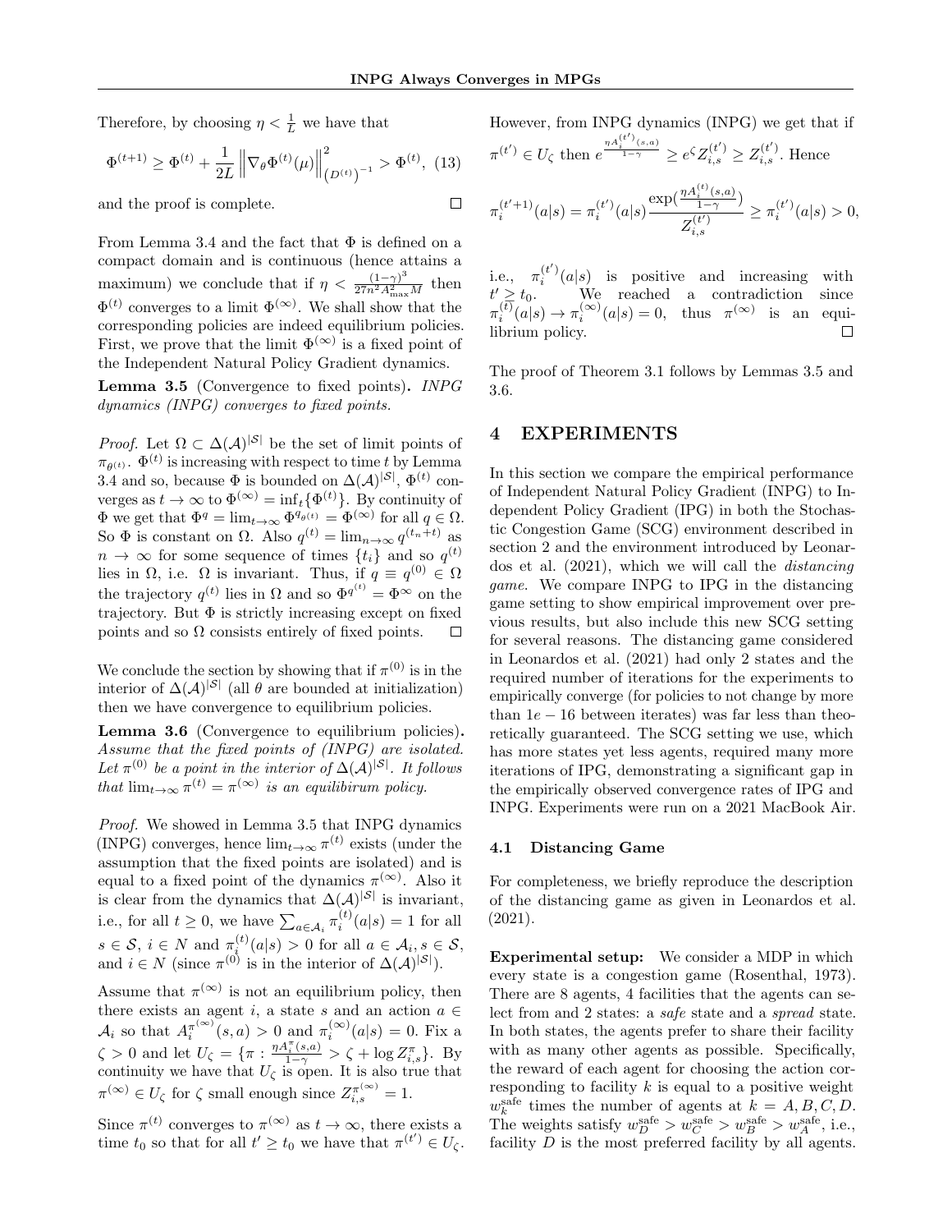Therefore, by choosing $\eta < \frac{1}{L}$ we have that

$$\Phi^{(t+1)} \geq \Phi^{(t)} + \frac{1}{2L} \left\| \nabla_\theta \Phi^{(t)}(\mu) \right\|^2_{\left(D^{(t)}\right)^{-1}} > \Phi^{(t)}, \quad (13)$$

and the proof is complete. □

From Lemma 3.4 and the fact that $\Phi$ is defined on a compact domain and is continuous (hence attains a maximum) we conclude that if $\eta < \frac{(1-\gamma)^3}{27n^2 A_{\max}^2 M}$ then $\Phi^{(t)}$ converges to a limit $\Phi^{(\infty)}$. We shall show that the corresponding policies are indeed equilibrium policies. First, we prove that the limit $\Phi^{(\infty)}$ is a fixed point of the Independent Natural Policy Gradient dynamics.

**Lemma 3.5** (Convergence to fixed points)**.** *INPG dynamics (INPG) converges to fixed points.*

*Proof.* Let $\Omega \subset \Delta(\mathcal{A})^{|\mathcal{S}|}$ be the set of limit points of $\pi_{\theta^{(t)}}$. $\Phi^{(t)}$ is increasing with respect to time $t$ by Lemma 3.4 and so, because $\Phi$ is bounded on $\Delta(\mathcal{A})^{|\mathcal{S}|}$, $\Phi^{(t)}$ converges as $t \to \infty$ to $\Phi^{(\infty)} = \inf_t\{\Phi^{(t)}\}$. By continuity of $\Phi$ we get that $\Phi^q = \lim_{t\to\infty} \Phi^{q_{\theta(t)}} = \Phi^{(\infty)}$ for all $q \in \Omega$. So $\Phi$ is constant on $\Omega$. Also $q^{(t)} = \lim_{n\to\infty} q^{(t_n+t)}$ as $n \to \infty$ for some sequence of times $\{t_i\}$ and so $q^{(t)}$ lies in $\Omega$, i.e. $\Omega$ is invariant. Thus, if $q \equiv q^{(0)} \in \Omega$ the trajectory $q^{(t)}$ lies in $\Omega$ and so $\Phi^{q^{(t)}} = \Phi^\infty$ on the trajectory. But $\Phi$ is strictly increasing except on fixed points and so $\Omega$ consists entirely of fixed points. □

We conclude the section by showing that if $\pi^{(0)}$ is in the interior of $\Delta(\mathcal{A})^{|\mathcal{S}|}$ (all $\theta$ are bounded at initialization) then we have convergence to equilibrium policies.

**Lemma 3.6** (Convergence to equilibrium policies)**.** *Assume that the fixed points of (INPG) are isolated. Let $\pi^{(0)}$ be a point in the interior of $\Delta(\mathcal{A})^{|\mathcal{S}|}$. It follows that $\lim_{t\to\infty} \pi^{(t)} = \pi^{(\infty)}$ is an equilibirum policy.*

*Proof.* We showed in Lemma 3.5 that INPG dynamics (INPG) converges, hence $\lim_{t\to\infty} \pi^{(t)}$ exists (under the assumption that the fixed points are isolated) and is equal to a fixed point of the dynamics $\pi^{(\infty)}$. Also it is clear from the dynamics that $\Delta(\mathcal{A})^{|\mathcal{S}|}$ is invariant, i.e., for all $t \geq 0$, we have $\sum_{a\in\mathcal{A}_i} \pi_i^{(t)}(a|s) = 1$ for all $s \in \mathcal{S}$, $i \in N$ and $\pi_i^{(t)}(a|s) > 0$ for all $a \in \mathcal{A}_i, s \in \mathcal{S}$, and $i \in N$ (since $\pi^{(0)}$ is in the interior of $\Delta(\mathcal{A})^{|\mathcal{S}|}$).

Assume that $\pi^{(\infty)}$ is not an equilibrium policy, then there exists an agent $i$, a state $s$ and an action $a \in \mathcal{A}_i$ so that $A_i^{\pi^{(\infty)}}(s,a) > 0$ and $\pi_i^{(\infty)}(a|s) = 0$. Fix a $\zeta > 0$ and let $U_\zeta = \{\pi : \frac{\eta A_i^\pi(s,a)}{1-\gamma} > \zeta + \log Z_{i,s}^\pi\}$. By continuity we have that $U_\zeta$ is open. It is also true that $\pi^{(\infty)} \in U_\zeta$ for $\zeta$ small enough since $Z_{i,s}^{\pi^{(\infty)}} = 1$.

Since $\pi^{(t)}$ converges to $\pi^{(\infty)}$ as $t \to \infty$, there exists a time $t_0$ so that for all $t' \geq t_0$ we have that $\pi^{(t')} \in U_\zeta$. However, from INPG dynamics (INPG) we get that if $\pi^{(t')} \in U_\zeta$ then $e^{\frac{\eta A_i^{(t')}(s,a)}{1-\gamma}} \geq e^\zeta Z_{i,s}^{(t')} \geq Z_{i,s}^{(t')}$. Hence

$$\pi_i^{(t'+1)}(a|s) = \pi_i^{(t')}(a|s) \frac{\exp(\frac{\eta A_i^{(t)}(s,a)}{1-\gamma})}{Z_{i,s}^{(t')}} \geq \pi_i^{(t')}(a|s) > 0,$$

i.e., $\pi_i^{(t')}(a|s)$ is positive and increasing with $t' \geq t_0$. We reached a contradiction since $\pi_i^{(t)}(a|s) \to \pi_i^{(\infty)}(a|s) = 0$, thus $\pi^{(\infty)}$ is an equilibrium policy. □

The proof of Theorem 3.1 follows by Lemmas 3.5 and 3.6.

# 4 EXPERIMENTS

In this section we compare the empirical performance of Independent Natural Policy Gradient (INPG) to Independent Policy Gradient (IPG) in both the Stochastic Congestion Game (SCG) environment described in section 2 and the environment introduced by Leonardos et al. (2021), which we will call the *distancing game*. We compare INPG to IPG in the distancing game setting to show empirical improvement over previous results, but also include this new SCG setting for several reasons. The distancing game considered in Leonardos et al. (2021) had only 2 states and the required number of iterations for the experiments to empirically converge (for policies to not change by more than $1e-16$ between iterates) was far less than theoretically guaranteed. The SCG setting we use, which has more states yet less agents, required many more iterations of IPG, demonstrating a significant gap in the empirically observed convergence rates of IPG and INPG. Experiments were run on a 2021 MacBook Air.

## 4.1 Distancing Game

For completeness, we briefly reproduce the description of the distancing game as given in Leonardos et al. (2021).

**Experimental setup:** We consider a MDP in which every state is a congestion game (Rosenthal, 1973). There are 8 agents, 4 facilities that the agents can select from and 2 states: a *safe* state and a *spread* state. In both states, the agents prefer to share their facility with as many other agents as possible. Specifically, the reward of each agent for choosing the action corresponding to facility $k$ is equal to a positive weight $w_k^{\text{safe}}$ times the number of agents at $k = A, B, C, D$. The weights satisfy $w_D^{\text{safe}} > w_C^{\text{safe}} > w_B^{\text{safe}} > w_A^{\text{safe}}$, i.e., facility $D$ is the most preferred facility by all agents.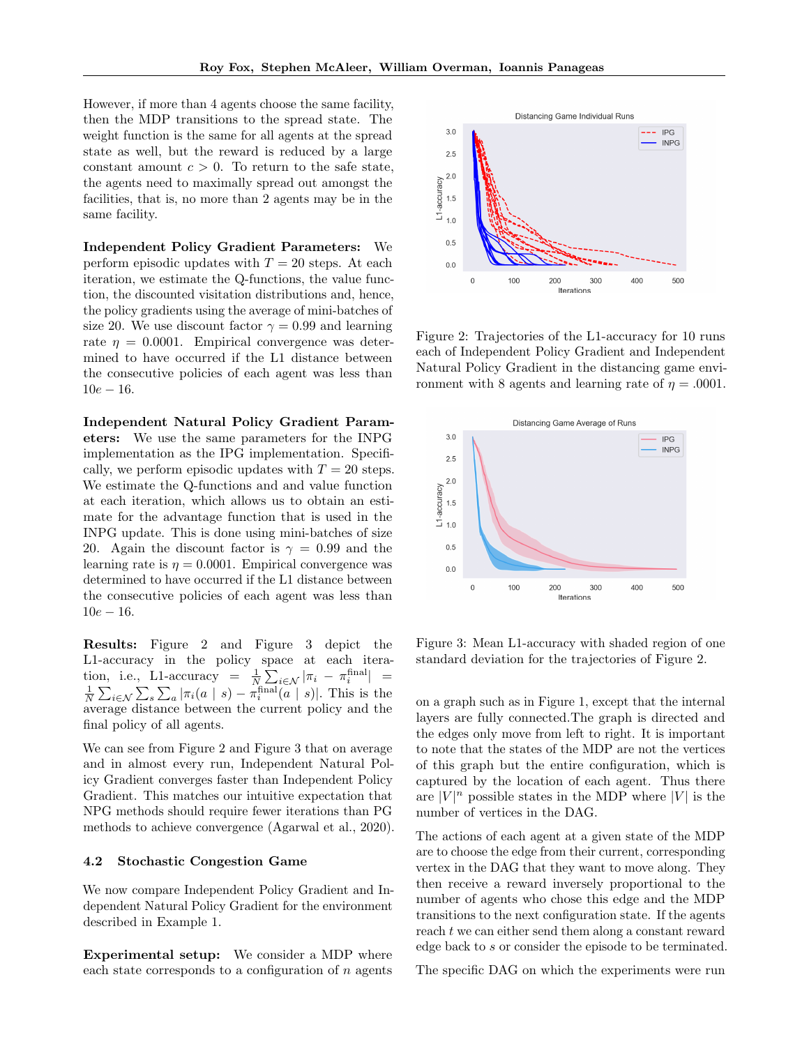However, if more than 4 agents choose the same facility, then the MDP transitions to the spread state. The weight function is the same for all agents at the spread state as well, but the reward is reduced by a large constant amount $c > 0$. To return to the safe state, the agents need to maximally spread out amongst the facilities, that is, no more than 2 agents may be in the same facility.

**Independent Policy Gradient Parameters:** We perform episodic updates with $T = 20$ steps. At each iteration, we estimate the Q-functions, the value function, the discounted visitation distributions and, hence, the policy gradients using the average of mini-batches of size 20. We use discount factor $\gamma = 0.99$ and learning rate $\eta = 0.0001$. Empirical convergence was determined to have occurred if the L1 distance between the consecutive policies of each agent was less than $10e - 16$.

**Independent Natural Policy Gradient Parameters:** We use the same parameters for the INPG implementation as the IPG implementation. Specifically, we perform episodic updates with $T = 20$ steps. We estimate the Q-functions and and value function at each iteration, which allows us to obtain an estimate for the advantage function that is used in the INPG update. This is done using mini-batches of size 20. Again the discount factor is $\gamma = 0.99$ and the learning rate is $\eta = 0.0001$. Empirical convergence was determined to have occurred if the L1 distance between the consecutive policies of each agent was less than $10e - 16$.

**Results:** Figure 2 and Figure 3 depict the L1-accuracy in the policy space at each iteration, i.e., L1-accuracy $= \frac{1}{N}\sum_{i \in \mathcal{N}} |\pi_i - \pi_i^{\text{final}}| = \frac{1}{N}\sum_{i \in \mathcal{N}}\sum_s \sum_a |\pi_i(a \mid s) - \pi_i^{\text{final}}(a \mid s)|$. This is the average distance between the current policy and the final policy of all agents.

We can see from Figure 2 and Figure 3 that on average and in almost every run, Independent Natural Policy Gradient converges faster than Independent Policy Gradient. This matches our intuitive expectation that NPG methods should require fewer iterations than PG methods to achieve convergence (Agarwal et al., 2020).

### 4.2 Stochastic Congestion Game

We now compare Independent Policy Gradient and Independent Natural Policy Gradient for the environment described in Example 1.

**Experimental setup:** We consider a MDP where each state corresponds to a configuration of $n$ agents on a graph such as in Figure 1, except that the internal layers are fully connected.The graph is directed and the edges only move from left to right. It is important to note that the states of the MDP are not the vertices of this graph but the entire configuration, which is captured by the location of each agent. Thus there are $|V|^n$ possible states in the MDP where $|V|$ is the number of vertices in the DAG.

Figure 2: Trajectories of the L1-accuracy for 10 runs each of Independent Policy Gradient and Independent Natural Policy Gradient in the distancing game environment with 8 agents and learning rate of $\eta = .0001$.

Figure 3: Mean L1-accuracy with shaded region of one standard deviation for the trajectories of Figure 2.

The actions of each agent at a given state of the MDP are to choose the edge from their current, corresponding vertex in the DAG that they want to move along. They then receive a reward inversely proportional to the number of agents who chose this edge and the MDP transitions to the next configuration state. If the agents reach $t$ we can either send them along a constant reward edge back to $s$ or consider the episode to be terminated.

The specific DAG on which the experiments were run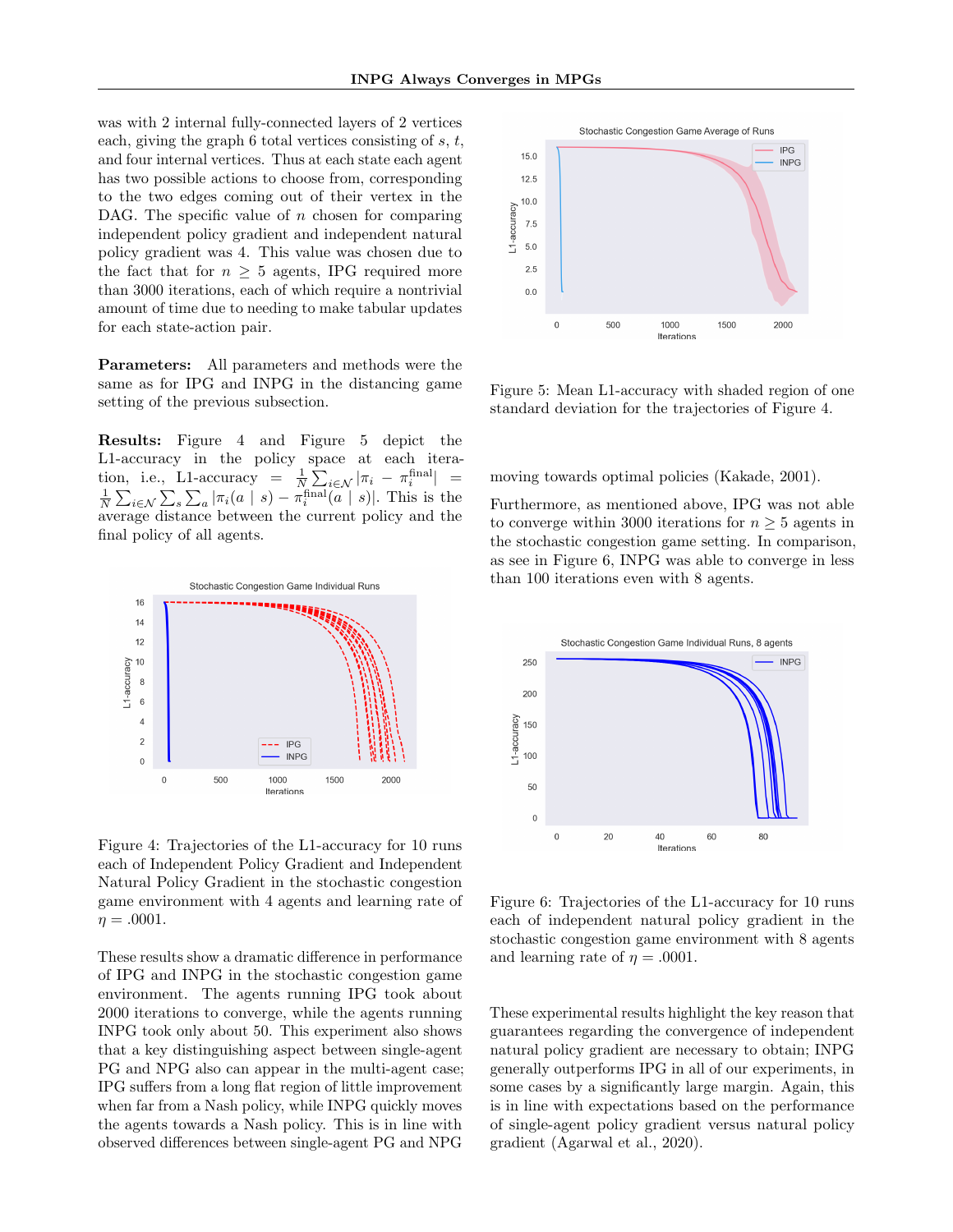was with 2 internal fully-connected layers of 2 vertices each, giving the graph 6 total vertices consisting of $s$, $t$, and four internal vertices. Thus at each state each agent has two possible actions to choose from, corresponding to the two edges coming out of their vertex in the DAG. The specific value of $n$ chosen for comparing independent policy gradient and independent natural policy gradient was 4. This value was chosen due to the fact that for $n \geq 5$ agents, IPG required more than 3000 iterations, each of which require a nontrivial amount of time due to needing to make tabular updates for each state-action pair.

**Parameters:** All parameters and methods were the same as for IPG and INPG in the distancing game setting of the previous subsection.

**Results:** Figure 4 and Figure 5 depict the L1-accuracy in the policy space at each iteration, i.e., L1-accuracy $= \frac{1}{N}\sum_{i\in\mathcal{N}}|\pi_i - \pi_i^{\text{final}}| = \frac{1}{N}\sum_{i\in\mathcal{N}}\sum_s\sum_a|\pi_i(a \mid s) - \pi_i^{\text{final}}(a \mid s)|$. This is the average distance between the current policy and the final policy of all agents.

Figure 4: Trajectories of the L1-accuracy for 10 runs each of Independent Policy Gradient and Independent Natural Policy Gradient in the stochastic congestion game environment with 4 agents and learning rate of $\eta = .0001$.

These results show a dramatic difference in performance of IPG and INPG in the stochastic congestion game environment. The agents running IPG took about 2000 iterations to converge, while the agents running INPG took only about 50. This experiment also shows that a key distinguishing aspect between single-agent PG and NPG also can appear in the multi-agent case; IPG suffers from a long flat region of little improvement when far from a Nash policy, while INPG quickly moves the agents towards a Nash policy. This is in line with observed differences between single-agent PG and NPG moving towards optimal policies (Kakade, 2001).

Figure 5: Mean L1-accuracy with shaded region of one standard deviation for the trajectories of Figure 4.

Furthermore, as mentioned above, IPG was not able to converge within 3000 iterations for $n \geq 5$ agents in the stochastic congestion game setting. In comparison, as see in Figure 6, INPG was able to converge in less than 100 iterations even with 8 agents.

Figure 6: Trajectories of the L1-accuracy for 10 runs each of independent natural policy gradient in the stochastic congestion game environment with 8 agents and learning rate of $\eta = .0001$.

These experimental results highlight the key reason that guarantees regarding the convergence of independent natural policy gradient are necessary to obtain; INPG generally outperforms IPG in all of our experiments, in some cases by a significantly large margin. Again, this is in line with expectations based on the performance of single-agent policy gradient versus natural policy gradient (Agarwal et al., 2020).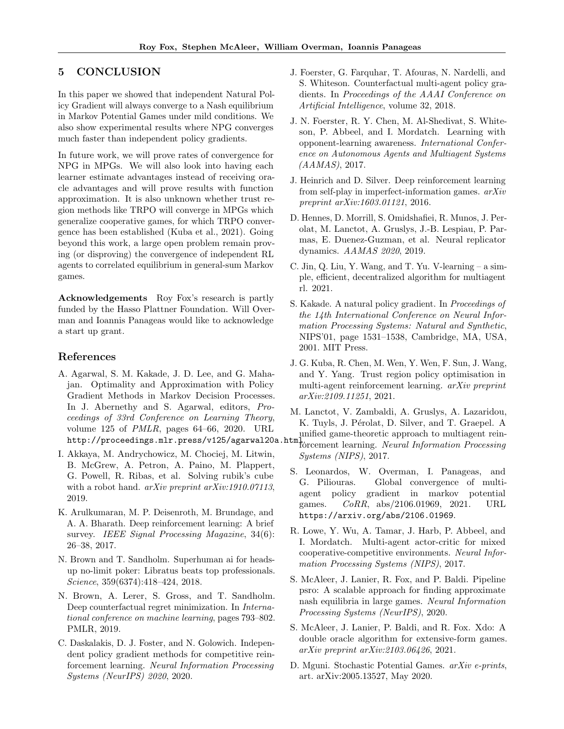## 5 CONCLUSION

In this paper we showed that independent Natural Policy Gradient will always converge to a Nash equilibrium in Markov Potential Games under mild conditions. We also show experimental results where NPG converges much faster than independent policy gradients.

In future work, we will prove rates of convergence for NPG in MPGs. We will also look into having each learner estimate advantages instead of receiving oracle advantages and will prove results with function approximation. It is also unknown whether trust region methods like TRPO will converge in MPGs which generalize cooperative games, for which TRPO convergence has been established (Kuba et al., 2021). Going beyond this work, a large open problem remain proving (or disproving) the convergence of independent RL agents to correlated equilibrium in general-sum Markov games.

**Acknowledgements** Roy Fox's research is partly funded by the Hasso Plattner Foundation. Will Overman and Ioannis Panageas would like to acknowledge a start up grant.

## References

A. Agarwal, S. M. Kakade, J. D. Lee, and G. Mahajan. Optimality and Approximation with Policy Gradient Methods in Markov Decision Processes. In J. Abernethy and S. Agarwal, editors, *Proceedings of 33rd Conference on Learning Theory*, volume 125 of *PMLR*, pages 64–66, 2020. URL http://proceedings.mlr.press/v125/agarwal20a.html.

I. Akkaya, M. Andrychowicz, M. Chociej, M. Litwin, B. McGrew, A. Petron, A. Paino, M. Plappert, G. Powell, R. Ribas, et al. Solving rubik's cube with a robot hand. *arXiv preprint arXiv:1910.07113*, 2019.

K. Arulkumaran, M. P. Deisenroth, M. Brundage, and A. A. Bharath. Deep reinforcement learning: A brief survey. *IEEE Signal Processing Magazine*, 34(6): 26–38, 2017.

N. Brown and T. Sandholm. Superhuman ai for heads-up no-limit poker: Libratus beats top professionals. *Science*, 359(6374):418–424, 2018.

N. Brown, A. Lerer, S. Gross, and T. Sandholm. Deep counterfactual regret minimization. In *International conference on machine learning*, pages 793–802. PMLR, 2019.

C. Daskalakis, D. J. Foster, and N. Golowich. Independent policy gradient methods for competitive reinforcement learning. *Neural Information Processing Systems (NeurIPS) 2020*, 2020.

J. Foerster, G. Farquhar, T. Afouras, N. Nardelli, and S. Whiteson. Counterfactual multi-agent policy gradients. In *Proceedings of the AAAI Conference on Artificial Intelligence*, volume 32, 2018.

J. N. Foerster, R. Y. Chen, M. Al-Shedivat, S. Whiteson, P. Abbeel, and I. Mordatch. Learning with opponent-learning awareness. *International Conference on Autonomous Agents and Multiagent Systems (AAMAS)*, 2017.

J. Heinrich and D. Silver. Deep reinforcement learning from self-play in imperfect-information games. *arXiv preprint arXiv:1603.01121*, 2016.

D. Hennes, D. Morrill, S. Omidshafiei, R. Munos, J. Perolat, M. Lanctot, A. Gruslys, J.-B. Lespiau, P. Parmas, E. Duenez-Guzman, et al. Neural replicator dynamics. *AAMAS 2020*, 2019.

C. Jin, Q. Liu, Y. Wang, and T. Yu. V-learning – a simple, efficient, decentralized algorithm for multiagent rl. 2021.

S. Kakade. A natural policy gradient. In *Proceedings of the 14th International Conference on Neural Information Processing Systems: Natural and Synthetic*, NIPS'01, page 1531–1538, Cambridge, MA, USA, 2001. MIT Press.

J. G. Kuba, R. Chen, M. Wen, Y. Wen, F. Sun, J. Wang, and Y. Yang. Trust region policy optimisation in multi-agent reinforcement learning. *arXiv preprint arXiv:2109.11251*, 2021.

M. Lanctot, V. Zambaldi, A. Gruslys, A. Lazaridou, K. Tuyls, J. Pérolat, D. Silver, and T. Graepel. A unified game-theoretic approach to multiagent reinforcement learning. *Neural Information Processing Systems (NIPS)*, 2017.

S. Leonardos, W. Overman, I. Panageas, and G. Piliouras. Global convergence of multi-agent policy gradient in markov potential games. *CoRR*, abs/2106.01969, 2021. URL https://arxiv.org/abs/2106.01969.

R. Lowe, Y. Wu, A. Tamar, J. Harb, P. Abbeel, and I. Mordatch. Multi-agent actor-critic for mixed cooperative-competitive environments. *Neural Information Processing Systems (NIPS)*, 2017.

S. McAleer, J. Lanier, R. Fox, and P. Baldi. Pipeline psro: A scalable approach for finding approximate nash equilibria in large games. *Neural Information Processing Systems (NeurIPS)*, 2020.

S. McAleer, J. Lanier, P. Baldi, and R. Fox. Xdo: A double oracle algorithm for extensive-form games. *arXiv preprint arXiv:2103.06426*, 2021.

D. Mguni. Stochastic Potential Games. *arXiv e-prints*, art. arXiv:2005.13527, May 2020.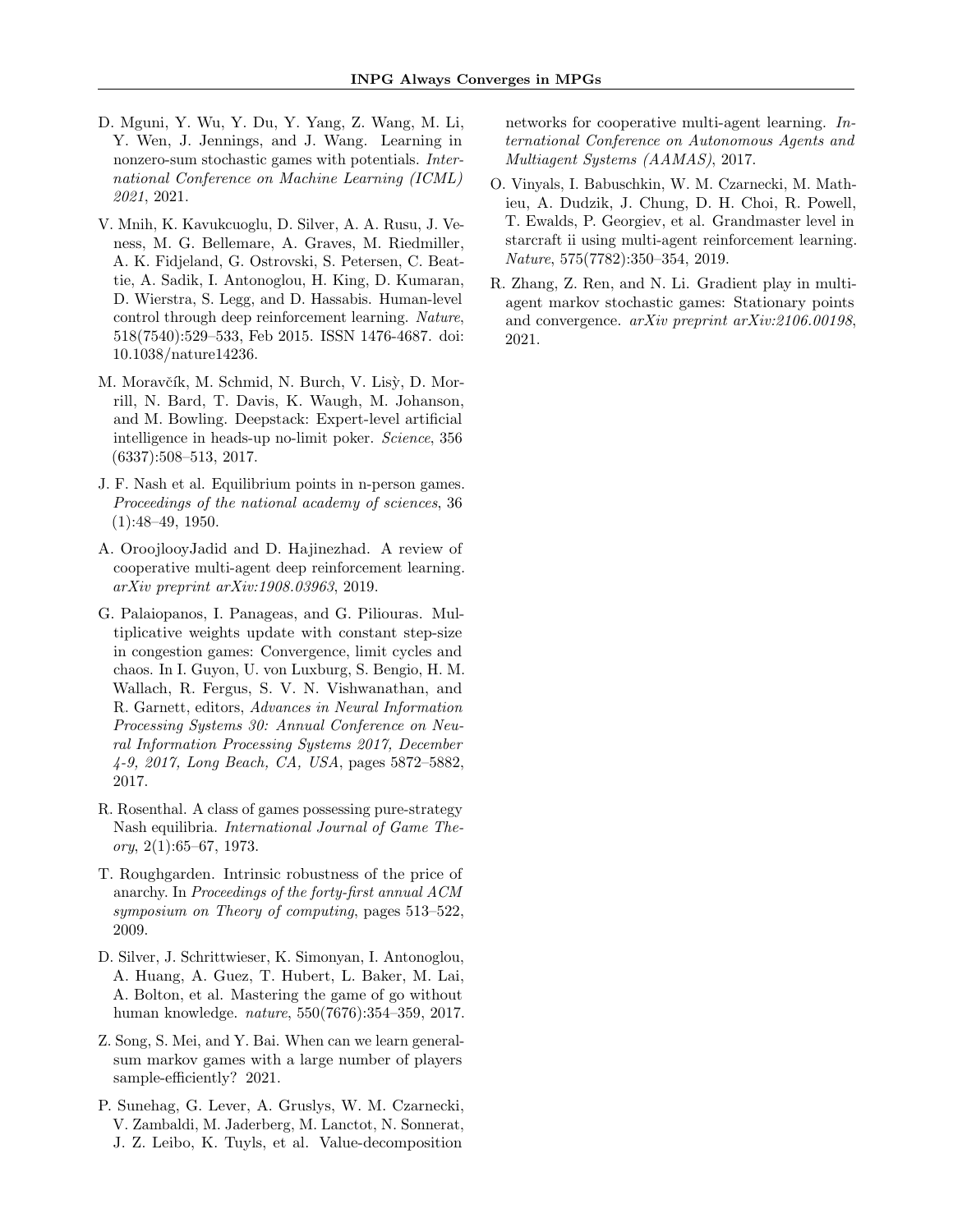D. Mguni, Y. Wu, Y. Du, Y. Yang, Z. Wang, M. Li, Y. Wen, J. Jennings, and J. Wang. Learning in nonzero-sum stochastic games with potentials. *International Conference on Machine Learning (ICML) 2021*, 2021.

V. Mnih, K. Kavukcuoglu, D. Silver, A. A. Rusu, J. Veness, M. G. Bellemare, A. Graves, M. Riedmiller, A. K. Fidjeland, G. Ostrovski, S. Petersen, C. Beattie, A. Sadik, I. Antonoglou, H. King, D. Kumaran, D. Wierstra, S. Legg, and D. Hassabis. Human-level control through deep reinforcement learning. *Nature*, 518(7540):529–533, Feb 2015. ISSN 1476-4687. doi: 10.1038/nature14236.

M. Moravčík, M. Schmid, N. Burch, V. Lisỳ, D. Morrill, N. Bard, T. Davis, K. Waugh, M. Johanson, and M. Bowling. Deepstack: Expert-level artificial intelligence in heads-up no-limit poker. *Science*, 356 (6337):508–513, 2017.

J. F. Nash et al. Equilibrium points in n-person games. *Proceedings of the national academy of sciences*, 36 (1):48–49, 1950.

A. OroojlooyJadid and D. Hajinezhad. A review of cooperative multi-agent deep reinforcement learning. *arXiv preprint arXiv:1908.03963*, 2019.

G. Palaiopanos, I. Panageas, and G. Piliouras. Multiplicative weights update with constant step-size in congestion games: Convergence, limit cycles and chaos. In I. Guyon, U. von Luxburg, S. Bengio, H. M. Wallach, R. Fergus, S. V. N. Vishwanathan, and R. Garnett, editors, *Advances in Neural Information Processing Systems 30: Annual Conference on Neural Information Processing Systems 2017, December 4-9, 2017, Long Beach, CA, USA*, pages 5872–5882, 2017.

R. Rosenthal. A class of games possessing pure-strategy Nash equilibria. *International Journal of Game Theory*, 2(1):65–67, 1973.

T. Roughgarden. Intrinsic robustness of the price of anarchy. In *Proceedings of the forty-first annual ACM symposium on Theory of computing*, pages 513–522, 2009.

D. Silver, J. Schrittwieser, K. Simonyan, I. Antonoglou, A. Huang, A. Guez, T. Hubert, L. Baker, M. Lai, A. Bolton, et al. Mastering the game of go without human knowledge. *nature*, 550(7676):354–359, 2017.

Z. Song, S. Mei, and Y. Bai. When can we learn general-sum markov games with a large number of players sample-efficiently? 2021.

P. Sunehag, G. Lever, A. Gruslys, W. M. Czarnecki, V. Zambaldi, M. Jaderberg, M. Lanctot, N. Sonnerat, J. Z. Leibo, K. Tuyls, et al. Value-decomposition networks for cooperative multi-agent learning. *International Conference on Autonomous Agents and Multiagent Systems (AAMAS)*, 2017.

O. Vinyals, I. Babuschkin, W. M. Czarnecki, M. Mathieu, A. Dudzik, J. Chung, D. H. Choi, R. Powell, T. Ewalds, P. Georgiev, et al. Grandmaster level in starcraft ii using multi-agent reinforcement learning. *Nature*, 575(7782):350–354, 2019.

R. Zhang, Z. Ren, and N. Li. Gradient play in multi-agent markov stochastic games: Stationary points and convergence. *arXiv preprint arXiv:2106.00198*, 2021.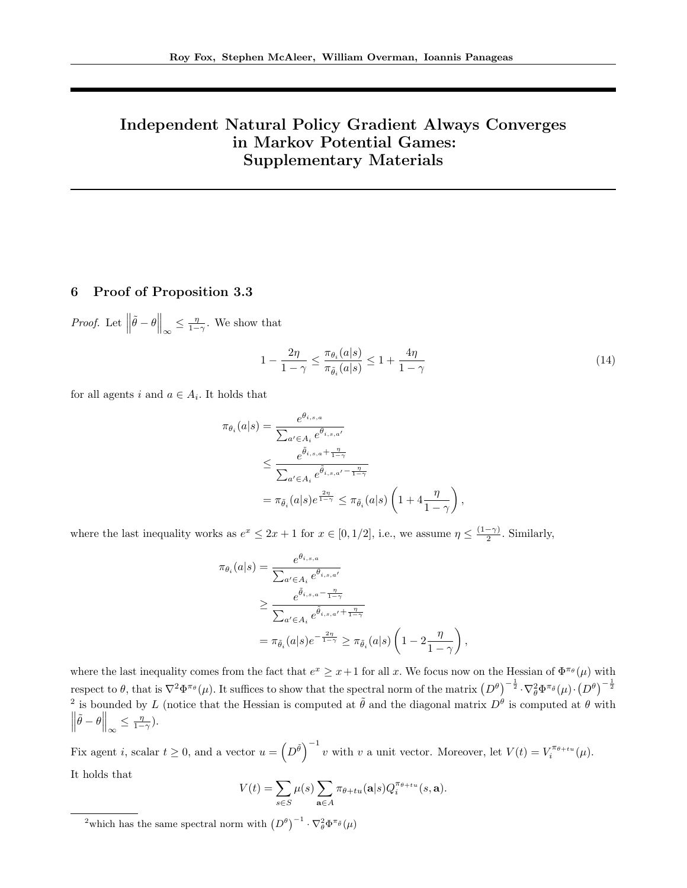# Independent Natural Policy Gradient Always Converges in Markov Potential Games: Supplementary Materials

## 6 Proof of Proposition 3.3

*Proof.* Let $\left\|\tilde{\theta} - \theta\right\|_{\infty} \leq \frac{\eta}{1-\gamma}$. We show that

$$1 - \frac{2\eta}{1-\gamma} \leq \frac{\pi_{\theta_i}(a|s)}{\pi_{\tilde{\theta}_i}(a|s)} \leq 1 + \frac{4\eta}{1-\gamma} \tag{14}$$

for all agents $i$ and $a \in A_i$. It holds that

$$\begin{aligned}
\pi_{\theta_i}(a|s) &= \frac{e^{\theta_{i,s,a}}}{\sum_{a' \in A_i} e^{\theta_{i,s,a'}}} \\
&\leq \frac{e^{\tilde{\theta}_{i,s,a} + \frac{\eta}{1-\gamma}}}{\sum_{a' \in A_i} e^{\tilde{\theta}_{i,s,a'} - \frac{\eta}{1-\gamma}}} \\
&= \pi_{\tilde{\theta}_i}(a|s) e^{\frac{2\eta}{1-\gamma}} \leq \pi_{\tilde{\theta}_i}(a|s)\left(1 + 4\frac{\eta}{1-\gamma}\right),
\end{aligned}$$

where the last inequality works as $e^x \leq 2x + 1$ for $x \in [0, 1/2]$, i.e., we assume $\eta \leq \frac{(1-\gamma)}{2}$. Similarly,

$$\begin{aligned}
\pi_{\theta_i}(a|s) &= \frac{e^{\theta_{i,s,a}}}{\sum_{a' \in A_i} e^{\theta_{i,s,a'}}} \\
&\geq \frac{e^{\tilde{\theta}_{i,s,a} - \frac{\eta}{1-\gamma}}}{\sum_{a' \in A_i} e^{\tilde{\theta}_{i,s,a'} + \frac{\eta}{1-\gamma}}} \\
&= \pi_{\tilde{\theta}_i}(a|s) e^{-\frac{2\eta}{1-\gamma}} \geq \pi_{\tilde{\theta}_i}(a|s)\left(1 - 2\frac{\eta}{1-\gamma}\right),
\end{aligned}$$

where the last inequality comes from the fact that $e^x \geq x + 1$ for all $x$. We focus now on the Hessian of $\Phi^{\pi_\theta}(\mu)$ with respect to $\theta$, that is $\nabla^2 \Phi^{\pi_\theta}(\mu)$. It suffices to show that the spectral norm of the matrix $\left(D^{\theta}\right)^{-\frac{1}{2}} \cdot \nabla^2_{\theta} \Phi^{\pi_{\tilde{\theta}}}(\mu) \cdot \left(D^{\theta}\right)^{-\frac{1}{2}}$ [2] is bounded by $L$ (notice that the Hessian is computed at $\tilde{\theta}$ and the diagonal matrix $D^{\theta}$ is computed at $\theta$ with $\left\|\tilde{\theta} - \theta\right\|_{\infty} \leq \frac{\eta}{1-\gamma}$).

Fix agent $i$, scalar $t \geq 0$, and a vector $u = \left(D^{\tilde{\theta}}\right)^{-1} v$ with $v$ a unit vector. Moreover, let $V(t) = V_i^{\pi_{\theta+tu}}(\mu)$. It holds that

$$V(t) = \sum_{s \in S} \mu(s) \sum_{\mathbf{a} \in A} \pi_{\theta+tu}(\mathbf{a}|s) Q_i^{\pi_{\theta+tu}}(s, \mathbf{a}).$$

[2] which has the same spectral norm with $\left(D^{\theta}\right)^{-1} \cdot \nabla^2_{\theta} \Phi^{\pi_{\tilde{\theta}}}(\mu)$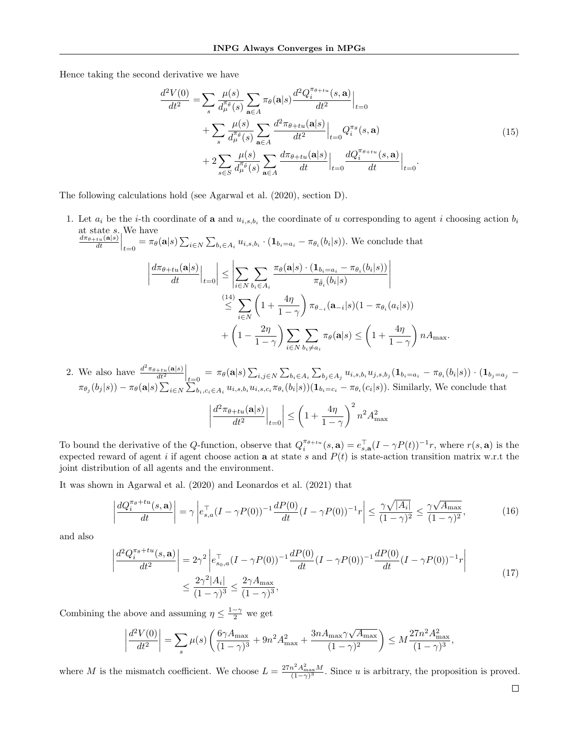Hence taking the second derivative we have

$$
\begin{aligned}
\frac{d^2 V(0)}{dt^2} =& \sum_s \frac{\mu(s)}{d_\mu^{\pi_{\bar\theta}}(s)} \sum_{\mathbf{a}\in A} \pi_\theta(\mathbf{a}|s) \frac{d^2 Q_i^{\pi_{\theta+tu}}(s,\mathbf{a})}{dt^2}\Big|_{t=0} \\
&+ \sum_s \frac{\mu(s)}{d_\mu^{\pi_{\bar\theta}}(s)} \sum_{\mathbf{a}\in A} \frac{d^2 \pi_{\theta+tu}(\mathbf{a}|s)}{dt^2}\Big|_{t=0} Q_i^{\pi_\theta}(s,\mathbf{a}) \\
&+ 2\sum_{s\in S} \frac{\mu(s)}{d_\mu^{\pi_{\bar\theta}}(s)} \sum_{\mathbf{a}\in A} \frac{d\pi_{\theta+tu}(\mathbf{a}|s)}{dt}\Big|_{t=0} \frac{dQ_i^{\pi_{\theta+tu}}(s,\mathbf{a})}{dt}\Big|_{t=0}.
\end{aligned}
\tag{15}
$$

The following calculations hold (see Agarwal et al. (2020), section D).

1. Let $a_i$ be the $i$-th coordinate of $\mathbf{a}$ and $u_{i,s,b_i}$ the coordinate of $u$ corresponding to agent $i$ choosing action $b_i$ at state $s$. We have $\frac{d\pi_{\theta+tu}(\mathbf{a}|s)}{dt}\Big|_{t=0} = \pi_\theta(\mathbf{a}|s)\sum_{i\in N}\sum_{b_i\in A_i} u_{i,s,b_i}\cdot(\mathbf{1}_{b_i=a_i} - \pi_{\theta_i}(b_i|s))$. We conclude that

$$
\begin{aligned}
\left|\frac{d\pi_{\theta+tu}(\mathbf{a}|s)}{dt}\Big|_{t=0}\right| &\le \left|\sum_{i\in N}\sum_{b_i\in A_i} \frac{\pi_\theta(\mathbf{a}|s)\cdot(\mathbf{1}_{b_i=a_i} - \pi_{\theta_i}(b_i|s))}{\pi_{\bar\theta_i}(b_i|s)}\right| \\
&\overset{(14)}{\le} \sum_{i\in N}\left(1+\frac{4\eta}{1-\gamma}\right)\pi_{\theta_{-i}}(\mathbf{a}_{-i}|s)(1-\pi_{\theta_i}(a_i|s)) \\
&\quad + \left(1-\frac{2\eta}{1-\gamma}\right)\sum_{i\in N}\sum_{b_i\neq a_i}\pi_\theta(\mathbf{a}|s) \le \left(1+\frac{4\eta}{1-\gamma}\right) nA_{\max}.
\end{aligned}
$$

2. We also have $\frac{d^2\pi_{\theta+tu}(\mathbf{a}|s)}{dt^2}\Big|_{t=0} = \pi_\theta(\mathbf{a}|s)\sum_{i,j\in N}\sum_{b_i\in A_i}\sum_{b_j\in A_j} u_{i,s,b_i}u_{j,s,b_j}(\mathbf{1}_{b_i=a_i} - \pi_{\theta_i}(b_i|s))\cdot(\mathbf{1}_{b_j=a_j} - \pi_{\theta_j}(b_j|s)) - \pi_\theta(\mathbf{a}|s)\sum_{i\in N}\sum_{b_i,c_i\in A_i} u_{i,s,b_i}u_{i,s,c_i}\pi_{\theta_i}(b_i|s))(\mathbf{1}_{b_i=c_i} - \pi_{\theta_i}(c_i|s))$. Similarly, We conclude that

$$
\left|\frac{d^2\pi_{\theta+tu}(\mathbf{a}|s)}{dt^2}\Big|_{t=0}\right| \le \left(1+\frac{4\eta}{1-\gamma}\right)^2 n^2 A_{\max}^2
$$

To bound the derivative of the $Q$-function, observe that $Q_i^{\pi_{\theta+tu}}(s,\mathbf{a}) = e_{s,\mathbf{a}}^\top (I-\gamma P(t))^{-1} r$, where $r(s,\mathbf{a})$ is the expected reward of agent $i$ if agent choose action $\mathbf{a}$ at state $s$ and $P(t)$ is state-action transition matrix w.r.t the joint distribution of all agents and the environment.

It was shown in Agarwal et al. (2020) and Leonardos et al. (2021) that

$$
\left|\frac{dQ_i^{\pi_\theta+tu}(s,\mathbf{a})}{dt}\right| = \gamma\left|e_{s,a}^\top (I-\gamma P(0))^{-1}\frac{dP(0)}{dt}(I-\gamma P(0))^{-1} r\right| \le \frac{\gamma\sqrt{|A_i|}}{(1-\gamma)^2} \le \frac{\gamma\sqrt{A_{\max}}}{(1-\gamma)^2},
\tag{16}
$$

and also

$$
\begin{aligned}
\left|\frac{d^2 Q_i^{\pi_\theta+tu}(s,\mathbf{a})}{dt^2}\right| &= 2\gamma^2\left|e_{s_0,a}^\top (I-\gamma P(0))^{-1}\frac{dP(0)}{dt}(I-\gamma P(0))^{-1}\frac{dP(0)}{dt}(I-\gamma P(0))^{-1} r\right| \\
&\le \frac{2\gamma^2|A_i|}{(1-\gamma)^3} \le \frac{2\gamma A_{\max}}{(1-\gamma)^3},
\end{aligned}
\tag{17}
$$

Combining the above and assuming $\eta \le \frac{1-\gamma}{2}$ we get

$$
\left|\frac{d^2 V(0)}{dt^2}\right| = \sum_s \mu(s)\left(\frac{6\gamma A_{\max}}{(1-\gamma)^3} + 9n^2 A_{\max}^2 + \frac{3nA_{\max}\gamma\sqrt{A_{\max}}}{(1-\gamma)^2}\right) \le M\frac{27n^2 A_{\max}^2}{(1-\gamma)^3},
$$

where $M$ is the mismatch coefficient. We choose $L = \frac{27n^2 A_{\max}^2 M}{(1-\gamma)^3}$. Since $u$ is arbitrary, the proposition is proved. □